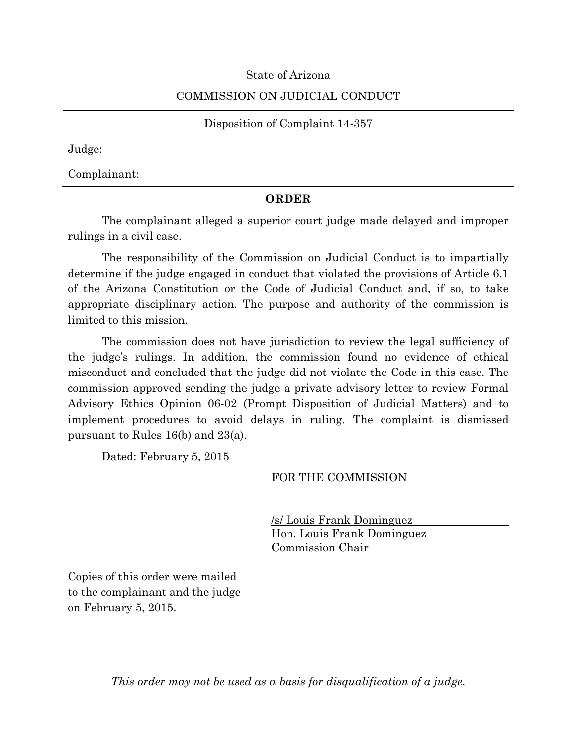State of Arizona

COMMISSION ON JUDICIAL CONDUCT

---

Disposition of Complaint 14-357

---

Judge:

Complainant:

---

**ORDER**

The complainant alleged a superior court judge made delayed and improper rulings in a civil case.

The responsibility of the Commission on Judicial Conduct is to impartially determine if the judge engaged in conduct that violated the provisions of Article 6.1 of the Arizona Constitution or the Code of Judicial Conduct and, if so, to take appropriate disciplinary action. The purpose and authority of the commission is limited to this mission.

The commission does not have jurisdiction to review the legal sufficiency of the judge's rulings. In addition, the commission found no evidence of ethical misconduct and concluded that the judge did not violate the Code in this case. The commission approved sending the judge a private advisory letter to review Formal Advisory Ethics Opinion 06-02 (Prompt Disposition of Judicial Matters) and to implement procedures to avoid delays in ruling. The complaint is dismissed pursuant to Rules 16(b) and 23(a).

Dated: February 5, 2015

FOR THE COMMISSION

/s/ Louis Frank Dominguez

Hon. Louis Frank Dominguez
Commission Chair

Copies of this order were mailed to the complainant and the judge on February 5, 2015.

*This order may not be used as a basis for disqualification of a judge.*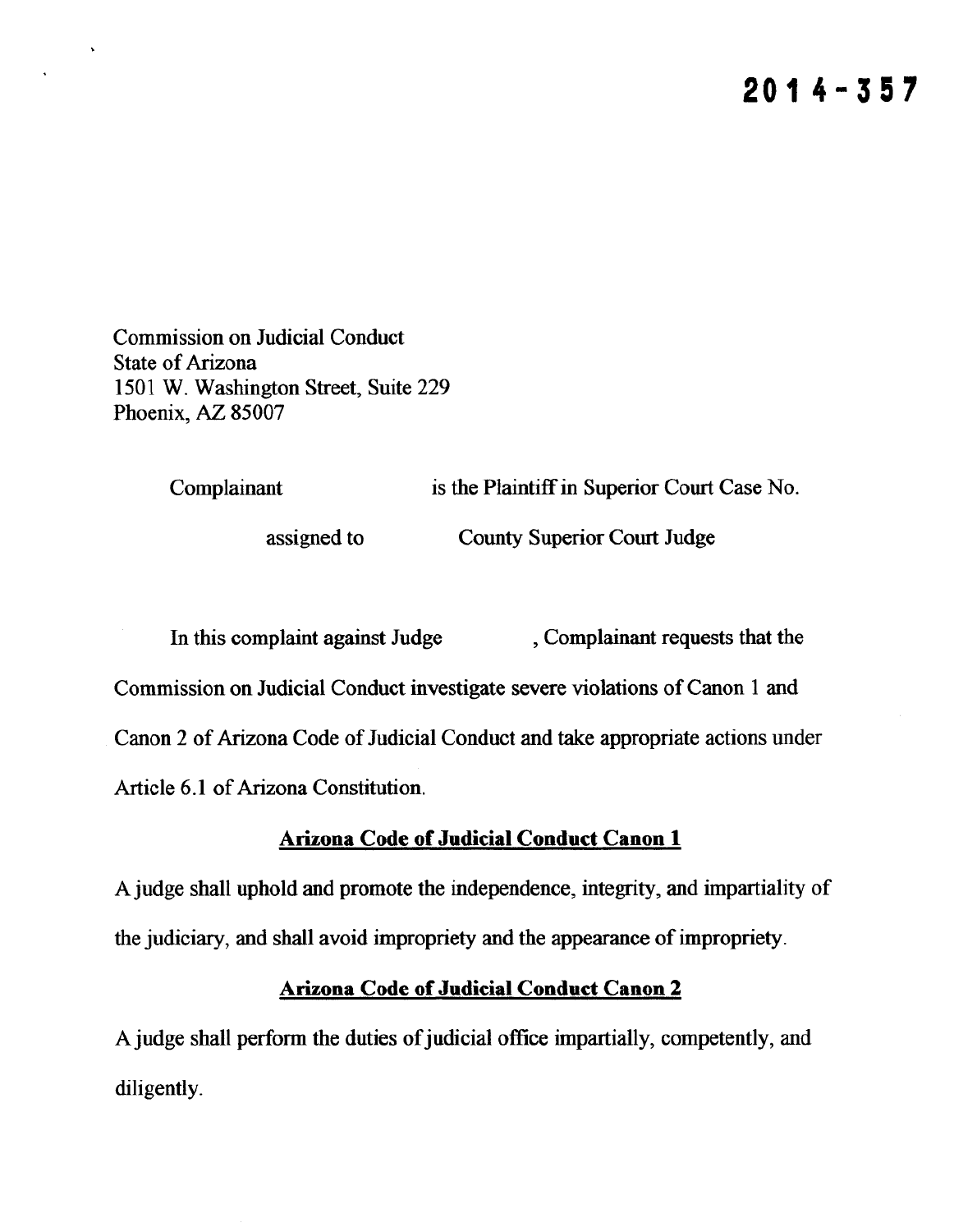# 2014-357

Commission on Judicial Conduct
State of Arizona
1501 W. Washington Street, Suite 229
Phoenix, AZ 85007

Complainant is the Plaintiff in Superior Court Case No. assigned to County Superior Court Judge

In this complaint against Judge , Complainant requests that the Commission on Judicial Conduct investigate severe violations of Canon 1 and Canon 2 of Arizona Code of Judicial Conduct and take appropriate actions under Article 6.1 of Arizona Constitution.

**Arizona Code of Judicial Conduct Canon 1**

A judge shall uphold and promote the independence, integrity, and impartiality of the judiciary, and shall avoid impropriety and the appearance of impropriety.

**Arizona Code of Judicial Conduct Canon 2**

A judge shall perform the duties of judicial office impartially, competently, and diligently.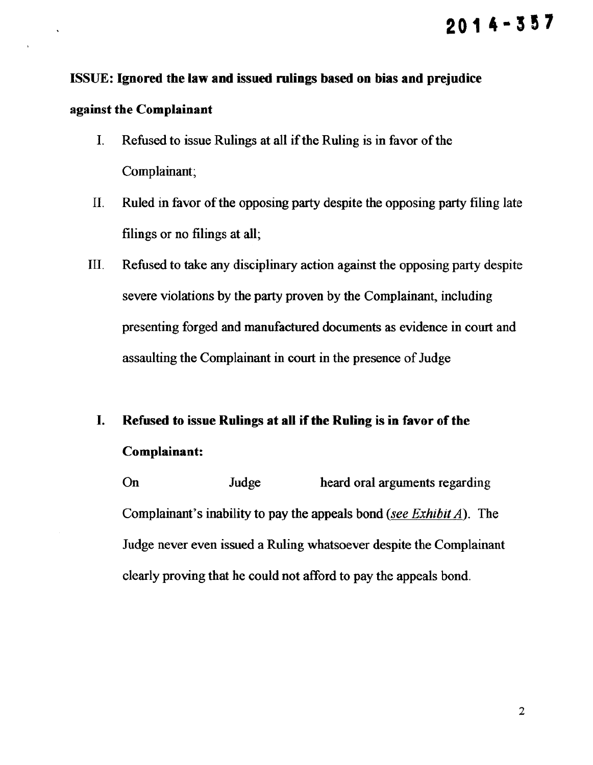2014-357

**ISSUE: Ignored the law and issued rulings based on bias and prejudice against the Complainant**

I. Refused to issue Rulings at all if the Ruling is in favor of the Complainant;

II. Ruled in favor of the opposing party despite the opposing party filing late filings or no filings at all;

III. Refused to take any disciplinary action against the opposing party despite severe violations by the party proven by the Complainant, including presenting forged and manufactured documents as evidence in court and assaulting the Complainant in court in the presence of Judge

**I. Refused to issue Rulings at all if the Ruling is in favor of the Complainant:**

On                    Judge                    heard oral arguments regarding Complainant's inability to pay the appeals bond (*see Exhibit A*). The Judge never even issued a Ruling whatsoever despite the Complainant clearly proving that he could not afford to pay the appeals bond.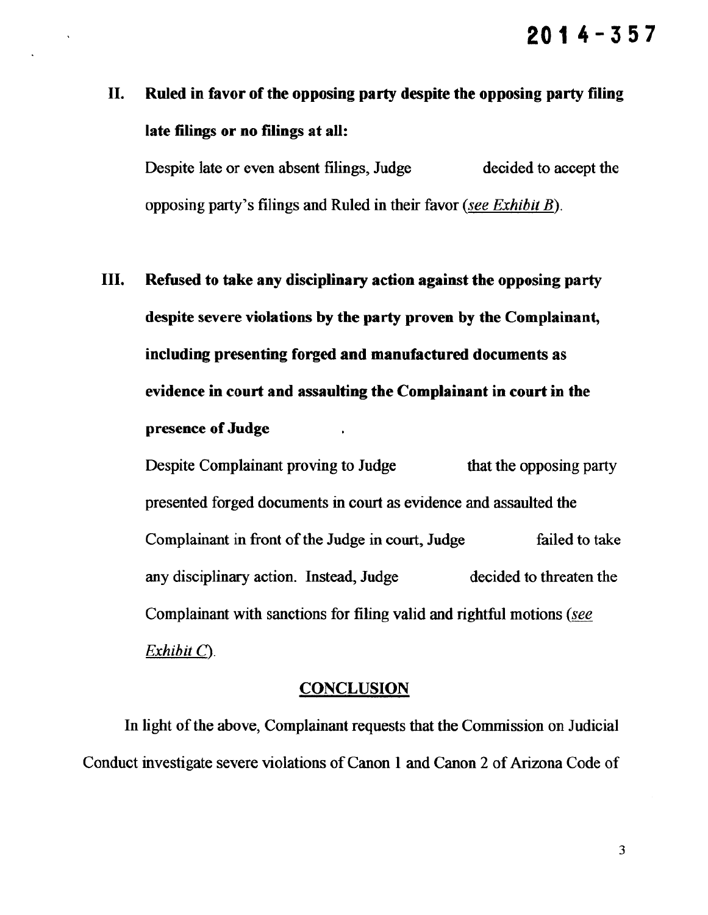2014-357

**II. Ruled in favor of the opposing party despite the opposing party filing late filings or no filings at all:**

Despite late or even absent filings, Judge decided to accept the opposing party's filings and Ruled in their favor (*see Exhibit B*).

**III. Refused to take any disciplinary action against the opposing party despite severe violations by the party proven by the Complainant, including presenting forged and manufactured documents as evidence in court and assaulting the Complainant in court in the presence of Judge .**

Despite Complainant proving to Judge that the opposing party presented forged documents in court as evidence and assaulted the Complainant in front of the Judge in court, Judge failed to take any disciplinary action. Instead, Judge decided to threaten the Complainant with sanctions for filing valid and rightful motions (*see Exhibit C*).

## CONCLUSION

In light of the above, Complainant requests that the Commission on Judicial Conduct investigate severe violations of Canon 1 and Canon 2 of Arizona Code of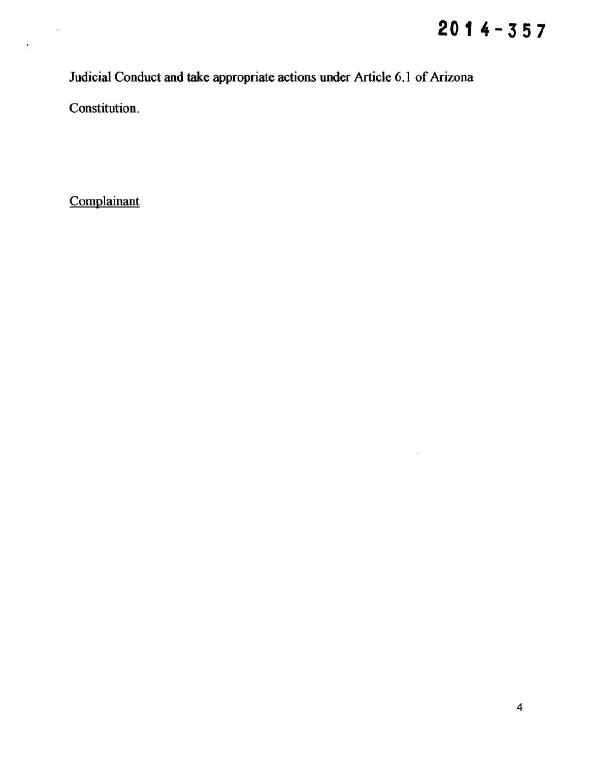2014-357

Judicial Conduct and take appropriate actions under Article 6.1 of Arizona Constitution.

Complainant